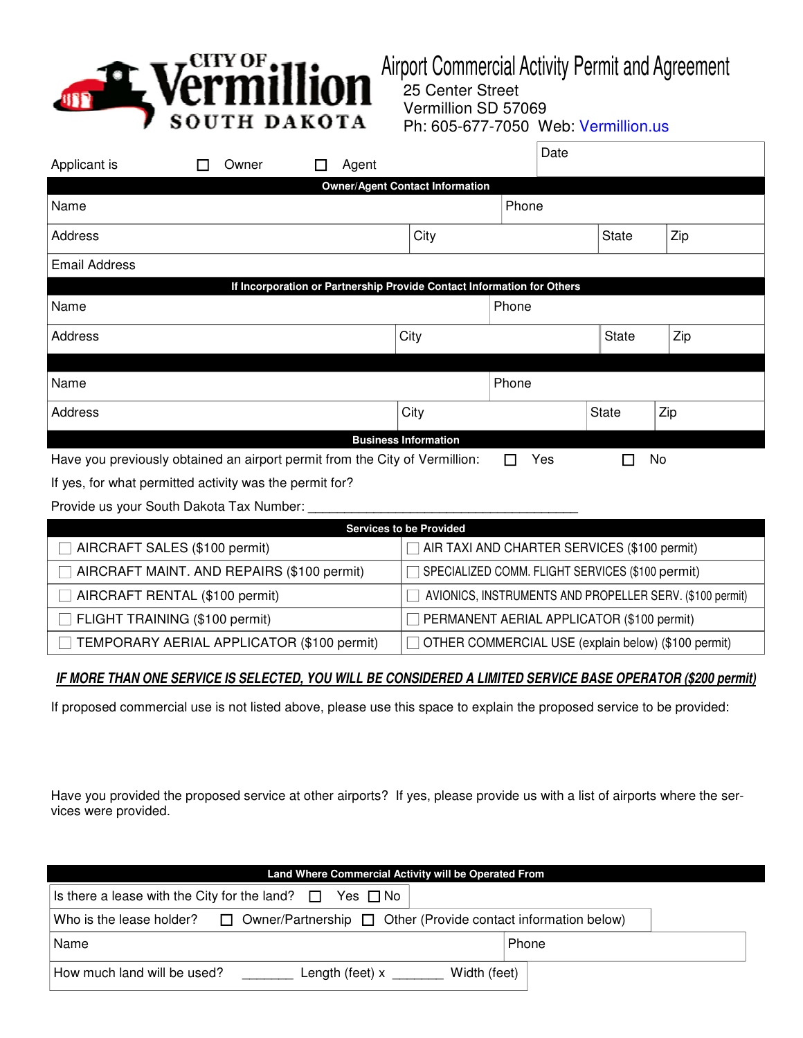CITY OF Vermillion SOUTH DAKOTA

# Airport Commercial Activity Permit and Agreement

25 Center Street
Vermillion SD 57069
Ph: 605-677-7050 Web: Vermillion.us

Applicant is ☐ Owner ☐ Agent

Date

## Owner/Agent Contact Information

| Name | | | Phone | |
|---|---|---|---|---|
| Address | City | | State | Zip |
| Email Address | | | | |

## If Incorporation or Partnership Provide Contact Information for Others

| Name | | | Phone | |
|---|---|---|---|---|
| Address | City | | State | Zip |

| Name | | | Phone | |
|---|---|---|---|---|
| Address | City | | State | Zip |

## Business Information

Have you previously obtained an airport permit from the City of Vermillion: ☐ Yes ☐ No

If yes, for what permitted activity was the permit for?

Provide us your South Dakota Tax Number: ______________________________________

## Services to be Provided

| | |
|---|---|
| ☐ AIRCRAFT SALES ($100 permit) | ☐ AIR TAXI AND CHARTER SERVICES ($100 permit) |
| ☐ AIRCRAFT MAINT. AND REPAIRS ($100 permit) | ☐ SPECIALIZED COMM. FLIGHT SERVICES ($100 permit) |
| ☐ AIRCRAFT RENTAL ($100 permit) | ☐ AVIONICS, INSTRUMENTS AND PROPELLER SERV. ($100 permit) |
| ☐ FLIGHT TRAINING ($100 permit) | ☐ PERMANENT AERIAL APPLICATOR ($100 permit) |
| ☐ TEMPORARY AERIAL APPLICATOR ($100 permit) | ☐ OTHER COMMERCIAL USE (explain below) ($100 permit) |

***IF MORE THAN ONE SERVICE IS SELECTED, YOU WILL BE CONSIDERED A LIMITED SERVICE BASE OPERATOR ($200 permit)***

If proposed commercial use is not listed above, please use this space to explain the proposed service to be provided:

Have you provided the proposed service at other airports? If yes, please provide us with a list of airports where the services were provided.

## Land Where Commercial Activity will be Operated From

Is there a lease with the City for the land? ☐ Yes ☐ No

Who is the lease holder? ☐ Owner/Partnership ☐ Other (Provide contact information below)

| Name | Phone |
|---|---|

How much land will be used? _______ Length (feet) x _______ Width (feet)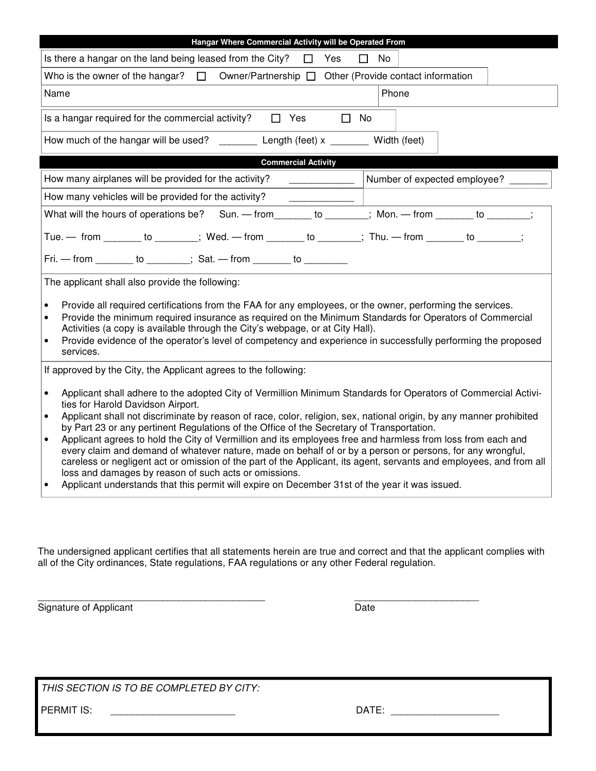## Hangar Where Commercial Activity will be Operated From

Is there a hangar on the land being leased from the City? ☐ Yes ☐ No

Who is the owner of the hangar? ☐ Owner/Partnership ☐ Other (Provide contact information

| Name | Phone |
|---|---|
| | |

Is a hangar required for the commercial activity? ☐ Yes ☐ No

How much of the hangar will be used? _______ Length (feet) x _______ Width (feet)

## Commercial Activity

How many airplanes will be provided for the activity? ____________ Number of expected employee? _______

How many vehicles will be provided for the activity? ____________

What will the hours of operations be? Sun. — from_______ to ________; Mon. — from _______ to ________;

Tue. — from _______ to ________; Wed. — from _______ to ________; Thu. — from _______ to ________;

Fri. — from _______ to ________; Sat. — from _______ to ________

The applicant shall also provide the following:

- Provide all required certifications from the FAA for any employees, or the owner, performing the services.
- Provide the minimum required insurance as required on the Minimum Standards for Operators of Commercial Activities (a copy is available through the City's webpage, or at City Hall).
- Provide evidence of the operator's level of competency and experience in successfully performing the proposed services.

If approved by the City, the Applicant agrees to the following:

- Applicant shall adhere to the adopted City of Vermillion Minimum Standards for Operators of Commercial Activities for Harold Davidson Airport.
- Applicant shall not discriminate by reason of race, color, religion, sex, national origin, by any manner prohibited by Part 23 or any pertinent Regulations of the Office of the Secretary of Transportation.
- Applicant agrees to hold the City of Vermillion and its employees free and harmless from loss from each and every claim and demand of whatever nature, made on behalf of or by a person or persons, for any wrongful, careless or negligent act or omission of the part of the Applicant, its agent, servants and employees, and from all loss and damages by reason of such acts or omissions.
- Applicant understands that this permit will expire on December 31st of the year it was issued.

The undersigned applicant certifies that all statements herein are true and correct and that the applicant complies with all of the City ordinances, State regulations, FAA regulations or any other Federal regulation.

_____________________________________________ ________________________

Signature of Applicant Date

*THIS SECTION IS TO BE COMPLETED BY CITY:*

PERMIT IS: _______________________ DATE: ____________________